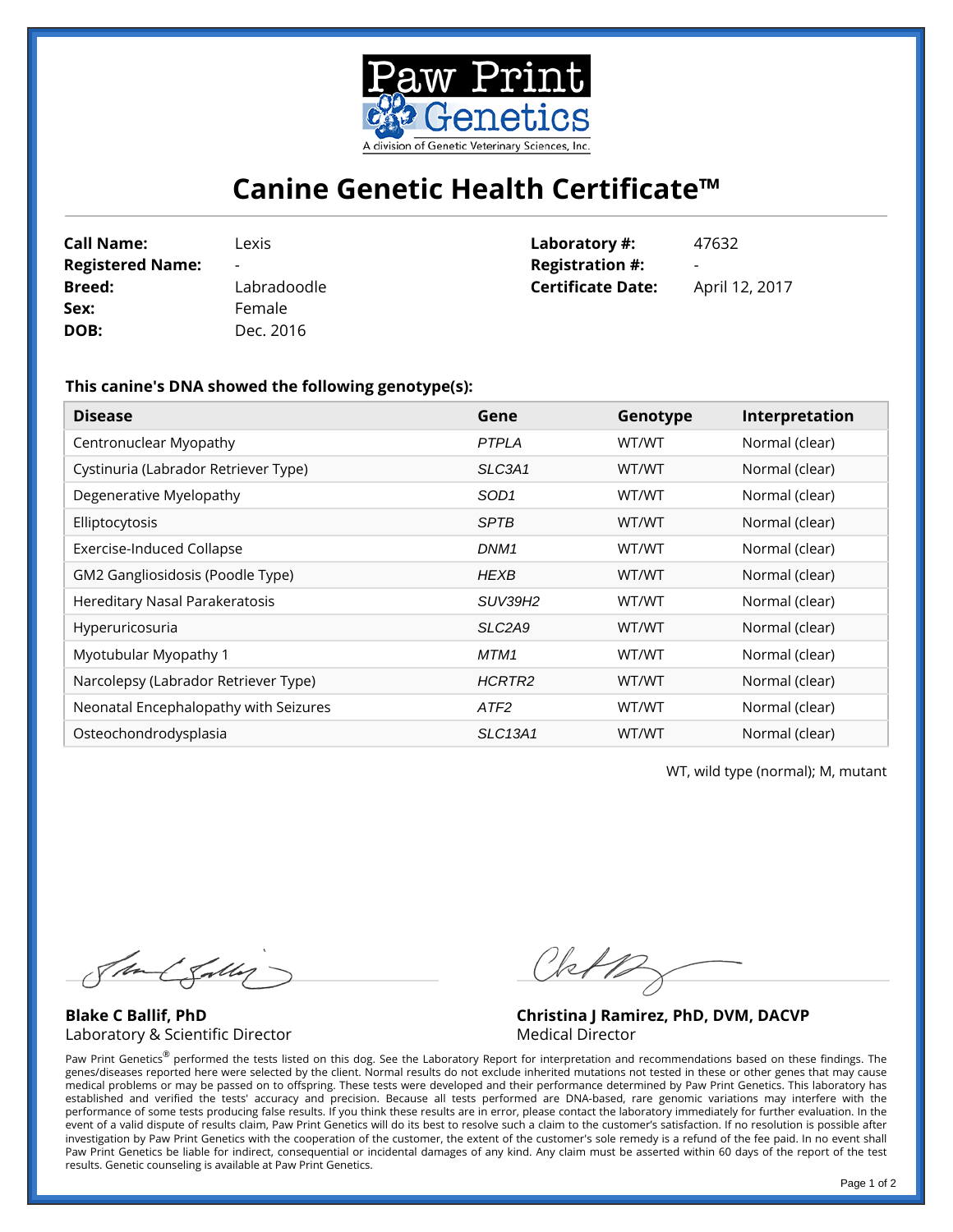Paw Print Genetics

A division of Genetic Veterinary Sciences, Inc.

# Canine Genetic Health Certificate™

| | | | |
|---|---|---|---|
| **Call Name:** | Lexis | **Laboratory #:** | 47632 |
| **Registered Name:** | - | **Registration #:** | - |
| **Breed:** | Labradoodle | **Certificate Date:** | April 12, 2017 |
| **Sex:** | Female | | |
| **DOB:** | Dec. 2016 | | |

**This canine's DNA showed the following genotype(s):**

| Disease | Gene | Genotype | Interpretation |
|---|---|---|---|
| Centronuclear Myopathy | *PTPLA* | WT/WT | Normal (clear) |
| Cystinuria (Labrador Retriever Type) | *SLC3A1* | WT/WT | Normal (clear) |
| Degenerative Myelopathy | *SOD1* | WT/WT | Normal (clear) |
| Elliptocytosis | *SPTB* | WT/WT | Normal (clear) |
| Exercise-Induced Collapse | *DNM1* | WT/WT | Normal (clear) |
| GM2 Gangliosidosis (Poodle Type) | *HEXB* | WT/WT | Normal (clear) |
| Hereditary Nasal Parakeratosis | *SUV39H2* | WT/WT | Normal (clear) |
| Hyperuricosuria | *SLC2A9* | WT/WT | Normal (clear) |
| Myotubular Myopathy 1 | *MTM1* | WT/WT | Normal (clear) |
| Narcolepsy (Labrador Retriever Type) | *HCRTR2* | WT/WT | Normal (clear) |
| Neonatal Encephalopathy with Seizures | *ATF2* | WT/WT | Normal (clear) |
| Osteochondrodysplasia | *SLC13A1* | WT/WT | Normal (clear) |

WT, wild type (normal); M, mutant

**Blake C Ballif, PhD**
Laboratory & Scientific Director

**Christina J Ramirez, PhD, DVM, DACVP**
Medical Director

Paw Print Genetics® performed the tests listed on this dog. See the Laboratory Report for interpretation and recommendations based on these findings. The genes/diseases reported here were selected by the client. Normal results do not exclude inherited mutations not tested in these or other genes that may cause medical problems or may be passed on to offspring. These tests were developed and their performance determined by Paw Print Genetics. This laboratory has established and verified the tests' accuracy and precision. Because all tests performed are DNA-based, rare genomic variations may interfere with the performance of some tests producing false results. If you think these results are in error, please contact the laboratory immediately for further evaluation. In the event of a valid dispute of results claim, Paw Print Genetics will do its best to resolve such a claim to the customer's satisfaction. If no resolution is possible after investigation by Paw Print Genetics with the cooperation of the customer, the extent of the customer's sole remedy is a refund of the fee paid. In no event shall Paw Print Genetics be liable for indirect, consequential or incidental damages of any kind. Any claim must be asserted within 60 days of the report of the test results. Genetic counseling is available at Paw Print Genetics.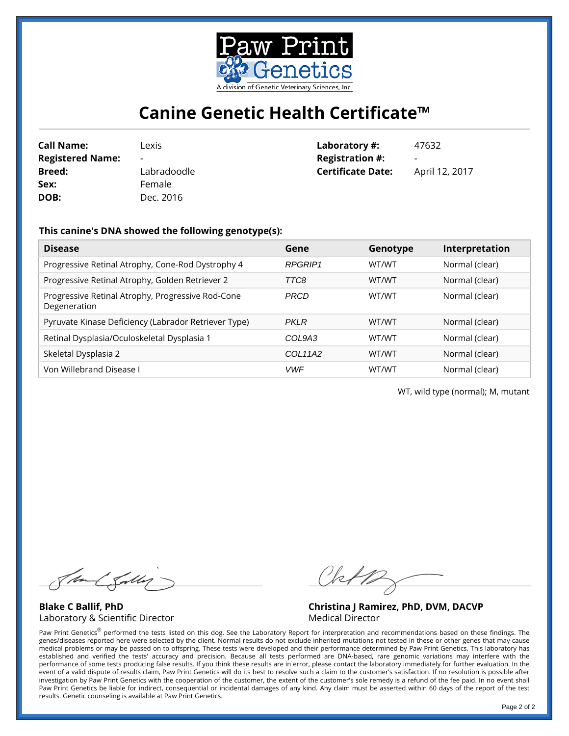Paw Print Genetics

A division of Genetic Veterinary Sciences, Inc.

# Canine Genetic Health Certificate™

| | | | |
|---|---|---|---|
| **Call Name:** | Lexis | **Laboratory #:** | 47632 |
| **Registered Name:** | - | **Registration #:** | - |
| **Breed:** | Labradoodle | **Certificate Date:** | April 12, 2017 |
| **Sex:** | Female | | |
| **DOB:** | Dec. 2016 | | |

**This canine's DNA showed the following genotype(s):**

| Disease | Gene | Genotype | Interpretation |
|---|---|---|---|
| Progressive Retinal Atrophy, Cone-Rod Dystrophy 4 | *RPGRIP1* | WT/WT | Normal (clear) |
| Progressive Retinal Atrophy, Golden Retriever 2 | *TTC8* | WT/WT | Normal (clear) |
| Progressive Retinal Atrophy, Progressive Rod-Cone Degeneration | *PRCD* | WT/WT | Normal (clear) |
| Pyruvate Kinase Deficiency (Labrador Retriever Type) | *PKLR* | WT/WT | Normal (clear) |
| Retinal Dysplasia/Oculoskeletal Dysplasia 1 | *COL9A3* | WT/WT | Normal (clear) |
| Skeletal Dysplasia 2 | *COL11A2* | WT/WT | Normal (clear) |
| Von Willebrand Disease I | *VWF* | WT/WT | Normal (clear) |

WT, wild type (normal); M, mutant

**Blake C Ballif, PhD**
Laboratory & Scientific Director

**Christina J Ramirez, PhD, DVM, DACVP**
Medical Director

Paw Print Genetics® performed the tests listed on this dog. See the Laboratory Report for interpretation and recommendations based on these findings. The genes/diseases reported here were selected by the client. Normal results do not exclude inherited mutations not tested in these or other genes that may cause medical problems or may be passed on to offspring. These tests were developed and their performance determined by Paw Print Genetics. This laboratory has established and verified the tests' accuracy and precision. Because all tests performed are DNA-based, rare genomic variations may interfere with the performance of some tests producing false results. If you think these results are in error, please contact the laboratory immediately for further evaluation. In the event of a valid dispute of results claim, Paw Print Genetics will do its best to resolve such a claim to the customer's satisfaction. If no resolution is possible after investigation by Paw Print Genetics with the cooperation of the customer, the extent of the customer's sole remedy is a refund of the fee paid. In no event shall Paw Print Genetics be liable for indirect, consequential or incidental damages of any kind. Any claim must be asserted within 60 days of the report of the test results. Genetic counseling is available at Paw Print Genetics.